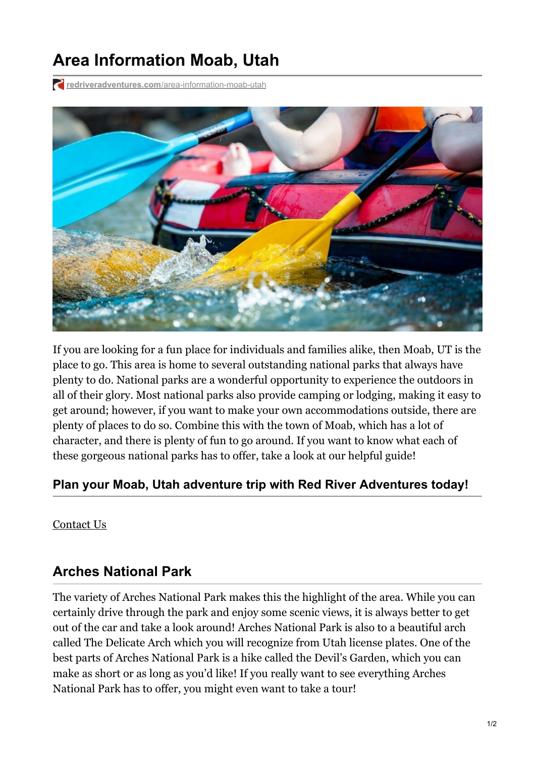# Area Information Moab, Utah

redriveradventures.com/area-information-moab-utah

If you are looking for a fun place for individuals and families alike, then Moab, UT is the place to go. This area is home to several outstanding national parks that always have plenty to do. National parks are a wonderful opportunity to experience the outdoors in all of their glory. Most national parks also provide camping or lodging, making it easy to get around; however, if you want to make your own accommodations outside, there are plenty of places to do so. Combine this with the town of Moab, which has a lot of character, and there is plenty of fun to go around. If you want to know what each of these gorgeous national parks has to offer, take a look at our helpful guide!

### Plan your Moab, Utah adventure trip with Red River Adventures today!

Contact Us

## Arches National Park

The variety of Arches National Park makes this the highlight of the area. While you can certainly drive through the park and enjoy some scenic views, it is always better to get out of the car and take a look around! Arches National Park is also to a beautiful arch called The Delicate Arch which you will recognize from Utah license plates. One of the best parts of Arches National Park is a hike called the Devil's Garden, which you can make as short or as long as you'd like! If you really want to see everything Arches National Park has to offer, you might even want to take a tour!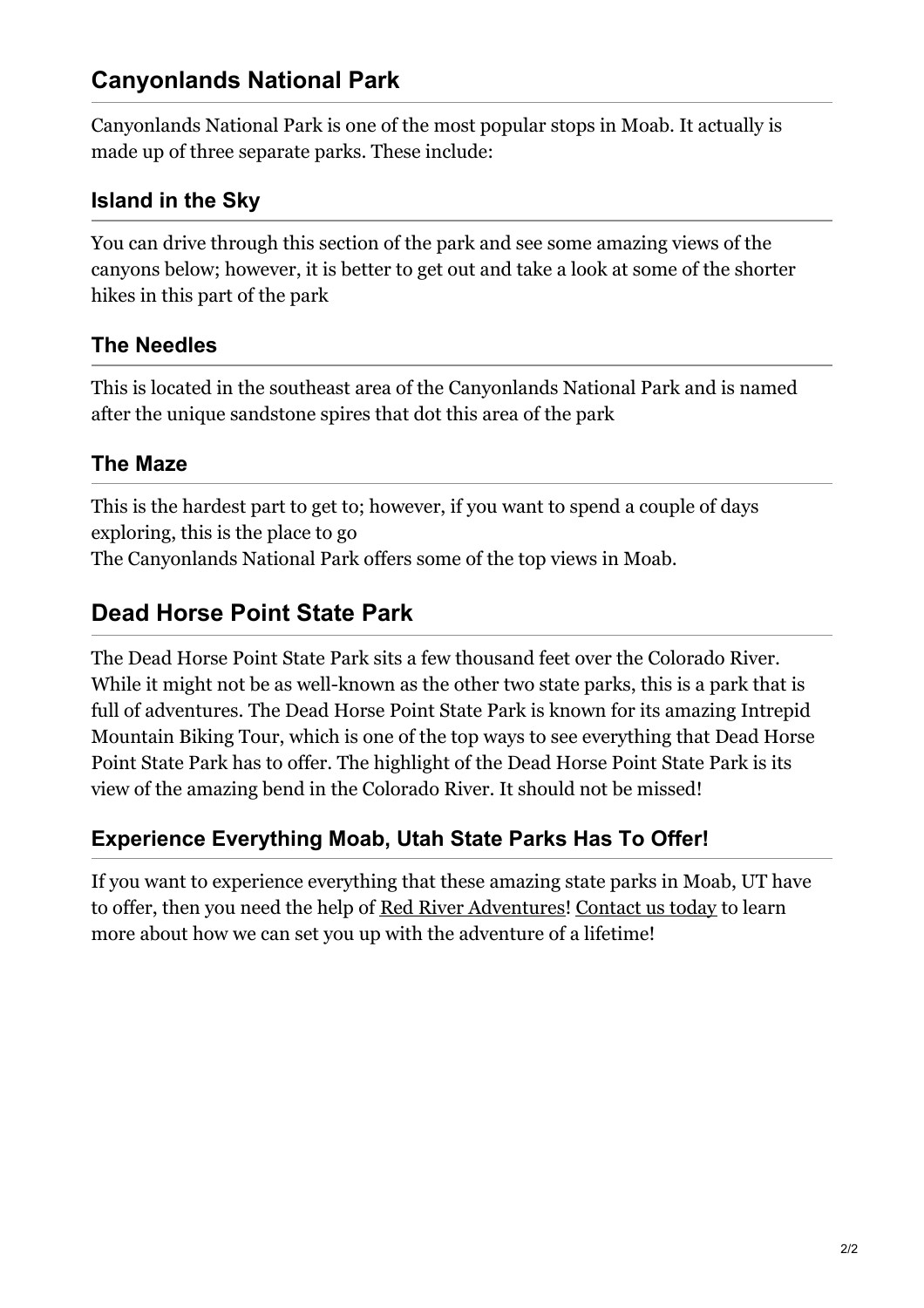## Canyonlands National Park

Canyonlands National Park is one of the most popular stops in Moab. It actually is made up of three separate parks. These include:

### Island in the Sky

You can drive through this section of the park and see some amazing views of the canyons below; however, it is better to get out and take a look at some of the shorter hikes in this part of the park

### The Needles

This is located in the southeast area of the Canyonlands National Park and is named after the unique sandstone spires that dot this area of the park

### The Maze

This is the hardest part to get to; however, if you want to spend a couple of days exploring, this is the place to go
The Canyonlands National Park offers some of the top views in Moab.

## Dead Horse Point State Park

The Dead Horse Point State Park sits a few thousand feet over the Colorado River. While it might not be as well-known as the other two state parks, this is a park that is full of adventures. The Dead Horse Point State Park is known for its amazing Intrepid Mountain Biking Tour, which is one of the top ways to see everything that Dead Horse Point State Park has to offer. The highlight of the Dead Horse Point State Park is its view of the amazing bend in the Colorado River. It should not be missed!

### Experience Everything Moab, Utah State Parks Has To Offer!

If you want to experience everything that these amazing state parks in Moab, UT have to offer, then you need the help of Red River Adventures! Contact us today to learn more about how we can set you up with the adventure of a lifetime!